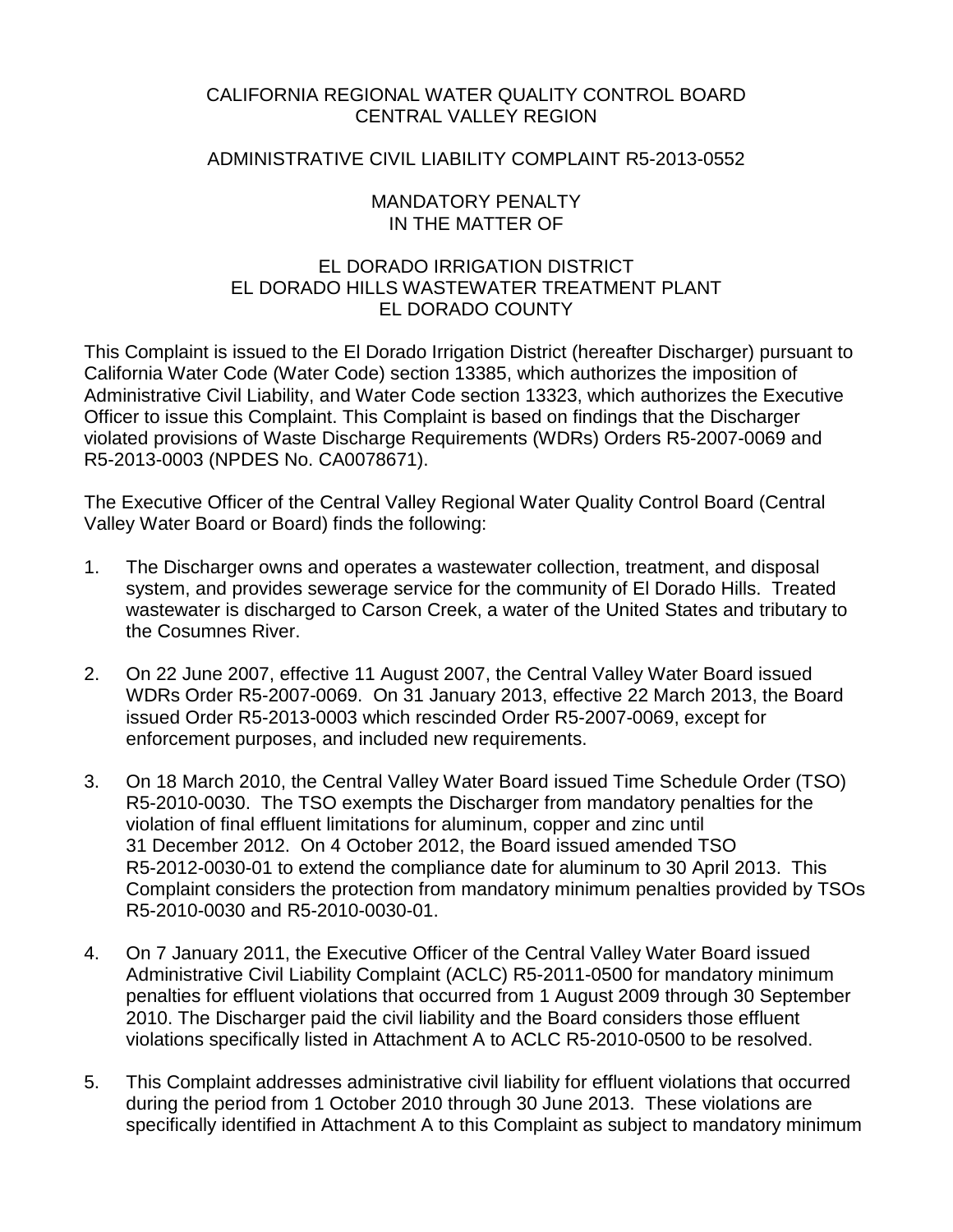CALIFORNIA REGIONAL WATER QUALITY CONTROL BOARD
CENTRAL VALLEY REGION

ADMINISTRATIVE CIVIL LIABILITY COMPLAINT R5-2013-0552

MANDATORY PENALTY
IN THE MATTER OF

EL DORADO IRRIGATION DISTRICT
EL DORADO HILLS WASTEWATER TREATMENT PLANT
EL DORADO COUNTY

This Complaint is issued to the El Dorado Irrigation District (hereafter Discharger) pursuant to California Water Code (Water Code) section 13385, which authorizes the imposition of Administrative Civil Liability, and Water Code section 13323, which authorizes the Executive Officer to issue this Complaint. This Complaint is based on findings that the Discharger violated provisions of Waste Discharge Requirements (WDRs) Orders R5-2007-0069 and R5-2013-0003 (NPDES No. CA0078671).

The Executive Officer of the Central Valley Regional Water Quality Control Board (Central Valley Water Board or Board) finds the following:

1. The Discharger owns and operates a wastewater collection, treatment, and disposal system, and provides sewerage service for the community of El Dorado Hills. Treated wastewater is discharged to Carson Creek, a water of the United States and tributary to the Cosumnes River.

2. On 22 June 2007, effective 11 August 2007, the Central Valley Water Board issued WDRs Order R5-2007-0069. On 31 January 2013, effective 22 March 2013, the Board issued Order R5-2013-0003 which rescinded Order R5-2007-0069, except for enforcement purposes, and included new requirements.

3. On 18 March 2010, the Central Valley Water Board issued Time Schedule Order (TSO) R5-2010-0030. The TSO exempts the Discharger from mandatory penalties for the violation of final effluent limitations for aluminum, copper and zinc until 31 December 2012. On 4 October 2012, the Board issued amended TSO R5-2012-0030-01 to extend the compliance date for aluminum to 30 April 2013. This Complaint considers the protection from mandatory minimum penalties provided by TSOs R5-2010-0030 and R5-2010-0030-01.

4. On 7 January 2011, the Executive Officer of the Central Valley Water Board issued Administrative Civil Liability Complaint (ACLC) R5-2011-0500 for mandatory minimum penalties for effluent violations that occurred from 1 August 2009 through 30 September 2010. The Discharger paid the civil liability and the Board considers those effluent violations specifically listed in Attachment A to ACLC R5-2010-0500 to be resolved.

5. This Complaint addresses administrative civil liability for effluent violations that occurred during the period from 1 October 2010 through 30 June 2013. These violations are specifically identified in Attachment A to this Complaint as subject to mandatory minimum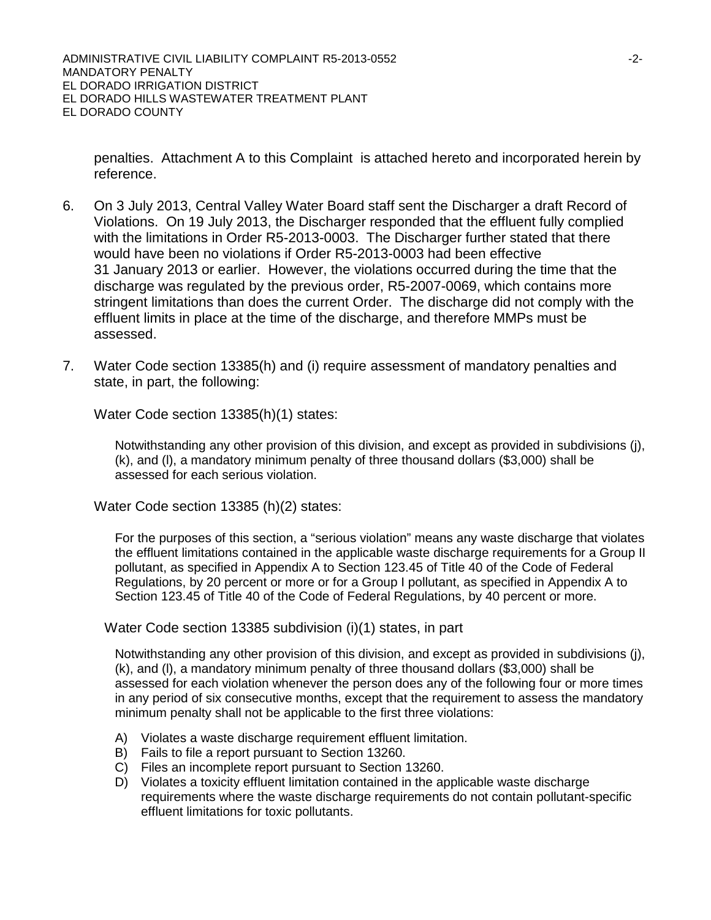penalties. Attachment A to this Complaint is attached hereto and incorporated herein by reference.

6. On 3 July 2013, Central Valley Water Board staff sent the Discharger a draft Record of Violations. On 19 July 2013, the Discharger responded that the effluent fully complied with the limitations in Order R5-2013-0003. The Discharger further stated that there would have been no violations if Order R5-2013-0003 had been effective 31 January 2013 or earlier. However, the violations occurred during the time that the discharge was regulated by the previous order, R5-2007-0069, which contains more stringent limitations than does the current Order. The discharge did not comply with the effluent limits in place at the time of the discharge, and therefore MMPs must be assessed.

7. Water Code section 13385(h) and (i) require assessment of mandatory penalties and state, in part, the following:

   Water Code section 13385(h)(1) states:

   > Notwithstanding any other provision of this division, and except as provided in subdivisions (j), (k), and (l), a mandatory minimum penalty of three thousand dollars ($3,000) shall be assessed for each serious violation.

   Water Code section 13385 (h)(2) states:

   > For the purposes of this section, a "serious violation" means any waste discharge that violates the effluent limitations contained in the applicable waste discharge requirements for a Group II pollutant, as specified in Appendix A to Section 123.45 of Title 40 of the Code of Federal Regulations, by 20 percent or more or for a Group I pollutant, as specified in Appendix A to Section 123.45 of Title 40 of the Code of Federal Regulations, by 40 percent or more.

   Water Code section 13385 subdivision (i)(1) states, in part

   > Notwithstanding any other provision of this division, and except as provided in subdivisions (j), (k), and (l), a mandatory minimum penalty of three thousand dollars ($3,000) shall be assessed for each violation whenever the person does any of the following four or more times in any period of six consecutive months, except that the requirement to assess the mandatory minimum penalty shall not be applicable to the first three violations:
   >
   > A) Violates a waste discharge requirement effluent limitation.
   > B) Fails to file a report pursuant to Section 13260.
   > C) Files an incomplete report pursuant to Section 13260.
   > D) Violates a toxicity effluent limitation contained in the applicable waste discharge requirements where the waste discharge requirements do not contain pollutant-specific effluent limitations for toxic pollutants.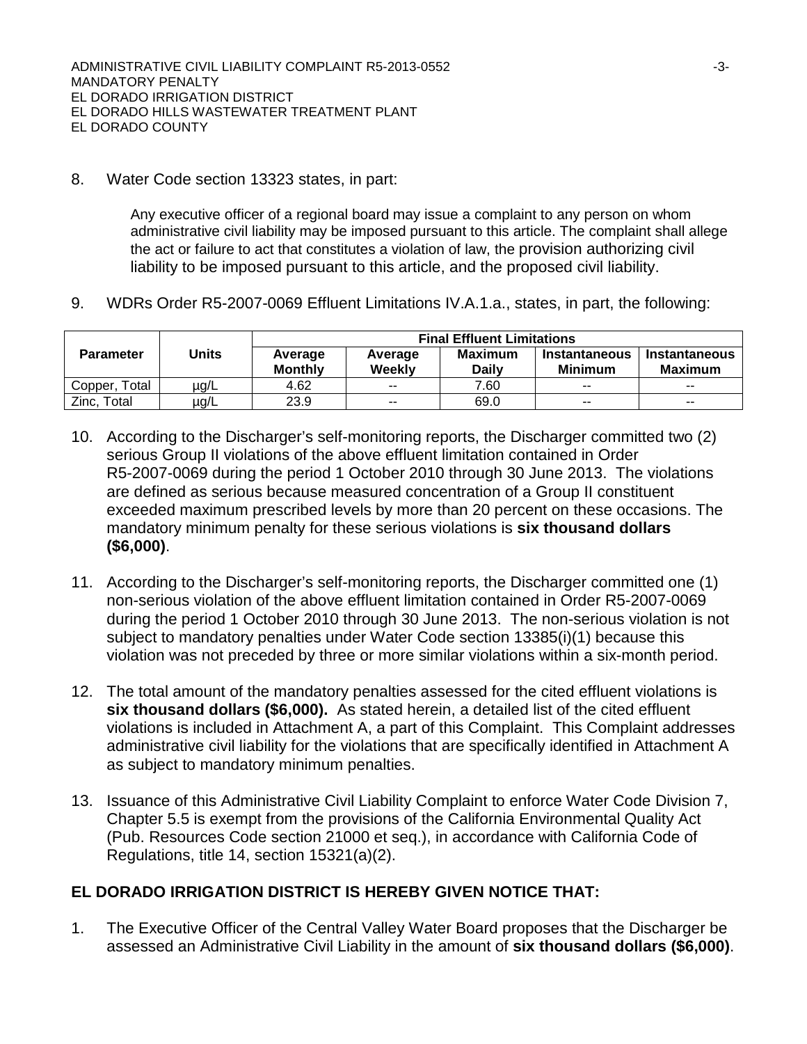8. Water Code section 13323 states, in part:

   Any executive officer of a regional board may issue a complaint to any person on whom administrative civil liability may be imposed pursuant to this article. The complaint shall allege the act or failure to act that constitutes a violation of law, the provision authorizing civil liability to be imposed pursuant to this article, and the proposed civil liability.

9. WDRs Order R5-2007-0069 Effluent Limitations IV.A.1.a., states, in part, the following:

| Parameter | Units | Final Effluent Limitations | | | | |
|---|---|---|---|---|---|---|
| | | Average Monthly | Average Weekly | Maximum Daily | Instantaneous Minimum | Instantaneous Maximum |
| Copper, Total | µg/L | 4.62 | -- | 7.60 | -- | -- |
| Zinc, Total | µg/L | 23.9 | -- | 69.0 | -- | -- |

10. According to the Discharger's self-monitoring reports, the Discharger committed two (2) serious Group II violations of the above effluent limitation contained in Order R5-2007-0069 during the period 1 October 2010 through 30 June 2013. The violations are defined as serious because measured concentration of a Group II constituent exceeded maximum prescribed levels by more than 20 percent on these occasions. The mandatory minimum penalty for these serious violations is **six thousand dollars ($6,000)**.

11. According to the Discharger's self-monitoring reports, the Discharger committed one (1) non-serious violation of the above effluent limitation contained in Order R5-2007-0069 during the period 1 October 2010 through 30 June 2013. The non-serious violation is not subject to mandatory penalties under Water Code section 13385(i)(1) because this violation was not preceded by three or more similar violations within a six-month period.

12. The total amount of the mandatory penalties assessed for the cited effluent violations is **six thousand dollars ($6,000).** As stated herein, a detailed list of the cited effluent violations is included in Attachment A, a part of this Complaint. This Complaint addresses administrative civil liability for the violations that are specifically identified in Attachment A as subject to mandatory minimum penalties.

13. Issuance of this Administrative Civil Liability Complaint to enforce Water Code Division 7, Chapter 5.5 is exempt from the provisions of the California Environmental Quality Act (Pub. Resources Code section 21000 et seq.), in accordance with California Code of Regulations, title 14, section 15321(a)(2).

**EL DORADO IRRIGATION DISTRICT IS HEREBY GIVEN NOTICE THAT:**

1. The Executive Officer of the Central Valley Water Board proposes that the Discharger be assessed an Administrative Civil Liability in the amount of **six thousand dollars ($6,000)**.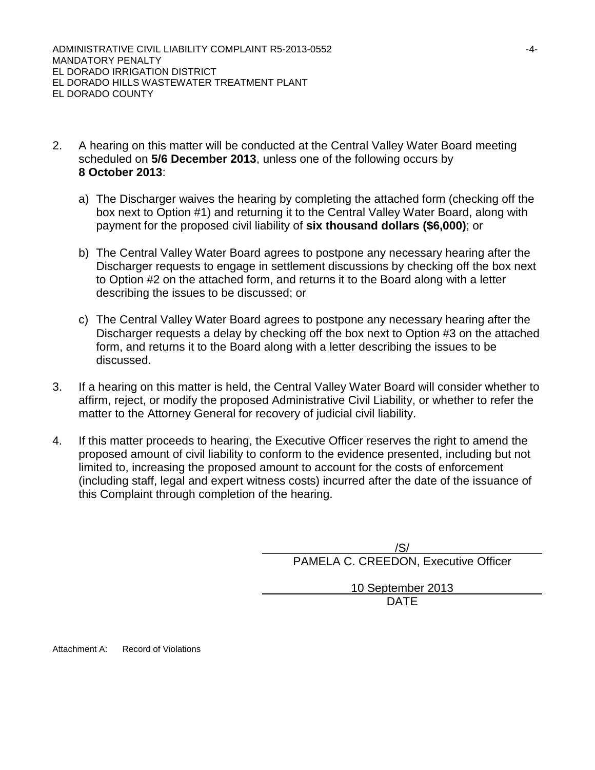2. A hearing on this matter will be conducted at the Central Valley Water Board meeting scheduled on **5/6 December 2013**, unless one of the following occurs by **8 October 2013**:

   a) The Discharger waives the hearing by completing the attached form (checking off the box next to Option #1) and returning it to the Central Valley Water Board, along with payment for the proposed civil liability of **six thousand dollars ($6,000)**; or

   b) The Central Valley Water Board agrees to postpone any necessary hearing after the Discharger requests to engage in settlement discussions by checking off the box next to Option #2 on the attached form, and returns it to the Board along with a letter describing the issues to be discussed; or

   c) The Central Valley Water Board agrees to postpone any necessary hearing after the Discharger requests a delay by checking off the box next to Option #3 on the attached form, and returns it to the Board along with a letter describing the issues to be discussed.

3. If a hearing on this matter is held, the Central Valley Water Board will consider whether to affirm, reject, or modify the proposed Administrative Civil Liability, or whether to refer the matter to the Attorney General for recovery of judicial civil liability.

4. If this matter proceeds to hearing, the Executive Officer reserves the right to amend the proposed amount of civil liability to conform to the evidence presented, including but not limited to, increasing the proposed amount to account for the costs of enforcement (including staff, legal and expert witness costs) incurred after the date of the issuance of this Complaint through completion of the hearing.

/S/
PAMELA C. CREEDON, Executive Officer

10 September 2013
DATE

Attachment A: Record of Violations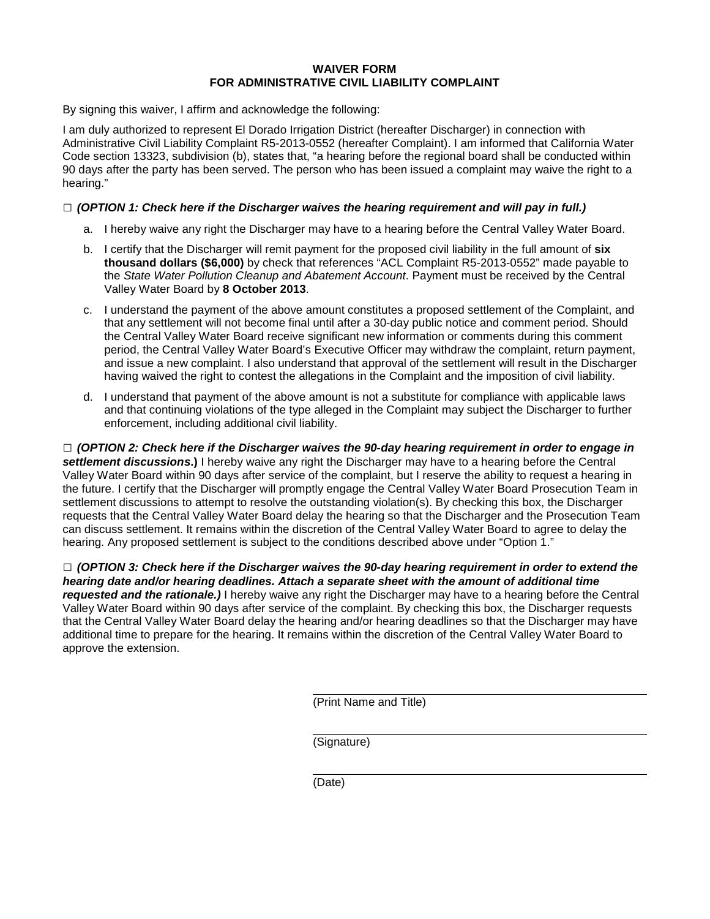**WAIVER FORM**
**FOR ADMINISTRATIVE CIVIL LIABILITY COMPLAINT**

By signing this waiver, I affirm and acknowledge the following:

I am duly authorized to represent El Dorado Irrigation District (hereafter Discharger) in connection with Administrative Civil Liability Complaint R5-2013-0552 (hereafter Complaint). I am informed that California Water Code section 13323, subdivision (b), states that, "a hearing before the regional board shall be conducted within 90 days after the party has been served. The person who has been issued a complaint may waive the right to a hearing."

□ ***(OPTION 1: Check here if the Discharger waives the hearing requirement and will pay in full.)***

a. I hereby waive any right the Discharger may have to a hearing before the Central Valley Water Board.

b. I certify that the Discharger will remit payment for the proposed civil liability in the full amount of **six thousand dollars ($6,000)** by check that references "ACL Complaint R5-2013-0552" made payable to the *State Water Pollution Cleanup and Abatement Account*. Payment must be received by the Central Valley Water Board by **8 October 2013**.

c. I understand the payment of the above amount constitutes a proposed settlement of the Complaint, and that any settlement will not become final until after a 30-day public notice and comment period. Should the Central Valley Water Board receive significant new information or comments during this comment period, the Central Valley Water Board's Executive Officer may withdraw the complaint, return payment, and issue a new complaint. I also understand that approval of the settlement will result in the Discharger having waived the right to contest the allegations in the Complaint and the imposition of civil liability.

d. I understand that payment of the above amount is not a substitute for compliance with applicable laws and that continuing violations of the type alleged in the Complaint may subject the Discharger to further enforcement, including additional civil liability.

□ ***(OPTION 2: Check here if the Discharger waives the 90-day hearing requirement in order to engage in settlement discussions.)*** I hereby waive any right the Discharger may have to a hearing before the Central Valley Water Board within 90 days after service of the complaint, but I reserve the ability to request a hearing in the future. I certify that the Discharger will promptly engage the Central Valley Water Board Prosecution Team in settlement discussions to attempt to resolve the outstanding violation(s). By checking this box, the Discharger requests that the Central Valley Water Board delay the hearing so that the Discharger and the Prosecution Team can discuss settlement. It remains within the discretion of the Central Valley Water Board to agree to delay the hearing. Any proposed settlement is subject to the conditions described above under "Option 1."

□ ***(OPTION 3: Check here if the Discharger waives the 90-day hearing requirement in order to extend the hearing date and/or hearing deadlines. Attach a separate sheet with the amount of additional time requested and the rationale.)*** I hereby waive any right the Discharger may have to a hearing before the Central Valley Water Board within 90 days after service of the complaint. By checking this box, the Discharger requests that the Central Valley Water Board delay the hearing and/or hearing deadlines so that the Discharger may have additional time to prepare for the hearing. It remains within the discretion of the Central Valley Water Board to approve the extension.

\_\_\_\_\_\_\_\_\_\_\_\_\_\_\_\_\_\_\_\_\_\_\_\_\_\_\_\_\_\_\_\_\_\_\_\_\_\_
(Print Name and Title)

\_\_\_\_\_\_\_\_\_\_\_\_\_\_\_\_\_\_\_\_\_\_\_\_\_\_\_\_\_\_\_\_\_\_\_\_\_\_
(Signature)

\_\_\_\_\_\_\_\_\_\_\_\_\_\_\_\_\_\_\_\_\_\_\_\_\_\_\_\_\_\_\_\_\_\_\_\_\_\_
(Date)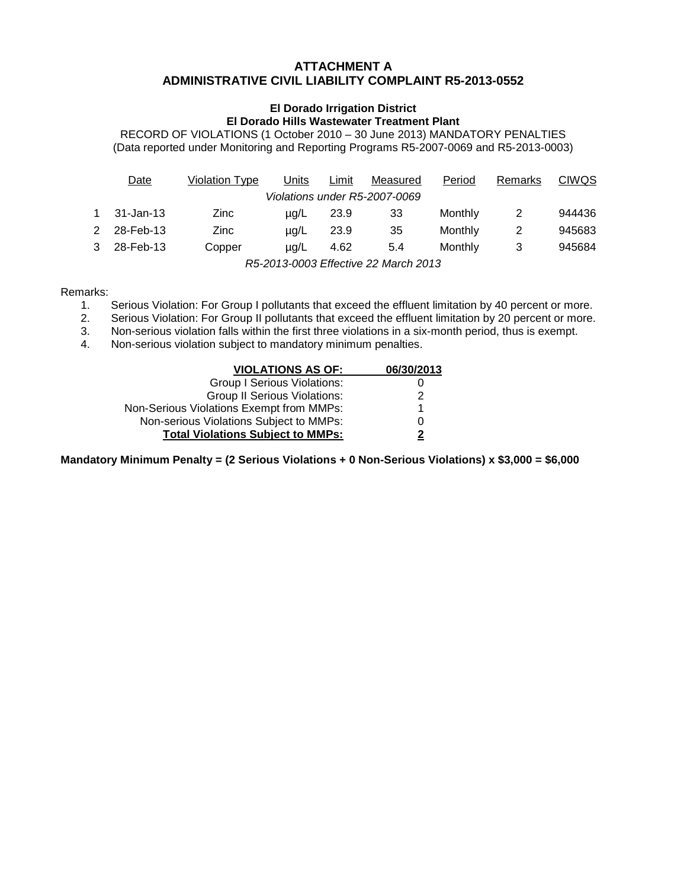# ATTACHMENT A
# ADMINISTRATIVE CIVIL LIABILITY COMPLAINT R5-2013-0552

**El Dorado Irrigation District**
**El Dorado Hills Wastewater Treatment Plant**
RECORD OF VIOLATIONS (1 October 2010 – 30 June 2013) MANDATORY PENALTIES
(Data reported under Monitoring and Reporting Programs R5-2007-0069 and R5-2013-0003)

| | Date | Violation Type | Units | Limit | Measured | Period | Remarks | CIWQS |
|---|---|---|---|---|---|---|---|---|
| | | | *Violations under R5-2007-0069* | | | | | |
| 1 | 31-Jan-13 | Zinc | µg/L | 23.9 | 33 | Monthly | 2 | 944436 |
| 2 | 28-Feb-13 | Zinc | µg/L | 23.9 | 35 | Monthly | 2 | 945683 |
| 3 | 28-Feb-13 | Copper | µg/L | 4.62 | 5.4 | Monthly | 3 | 945684 |
| | | | *R5-2013-0003 Effective 22 March 2013* | | | | | |

Remarks:

1. Serious Violation: For Group I pollutants that exceed the effluent limitation by 40 percent or more.
2. Serious Violation: For Group II pollutants that exceed the effluent limitation by 20 percent or more.
3. Non-serious violation falls within the first three violations in a six-month period, thus is exempt.
4. Non-serious violation subject to mandatory minimum penalties.

| **VIOLATIONS AS OF:** | **06/30/2013** |
|---|---|
| Group I Serious Violations: | 0 |
| Group II Serious Violations: | 2 |
| Non-Serious Violations Exempt from MMPs: | 1 |
| Non-serious Violations Subject to MMPs: | 0 |
| **Total Violations Subject to MMPs:** | **2** |

**Mandatory Minimum Penalty = (2 Serious Violations + 0 Non-Serious Violations) x $3,000 = $6,000**